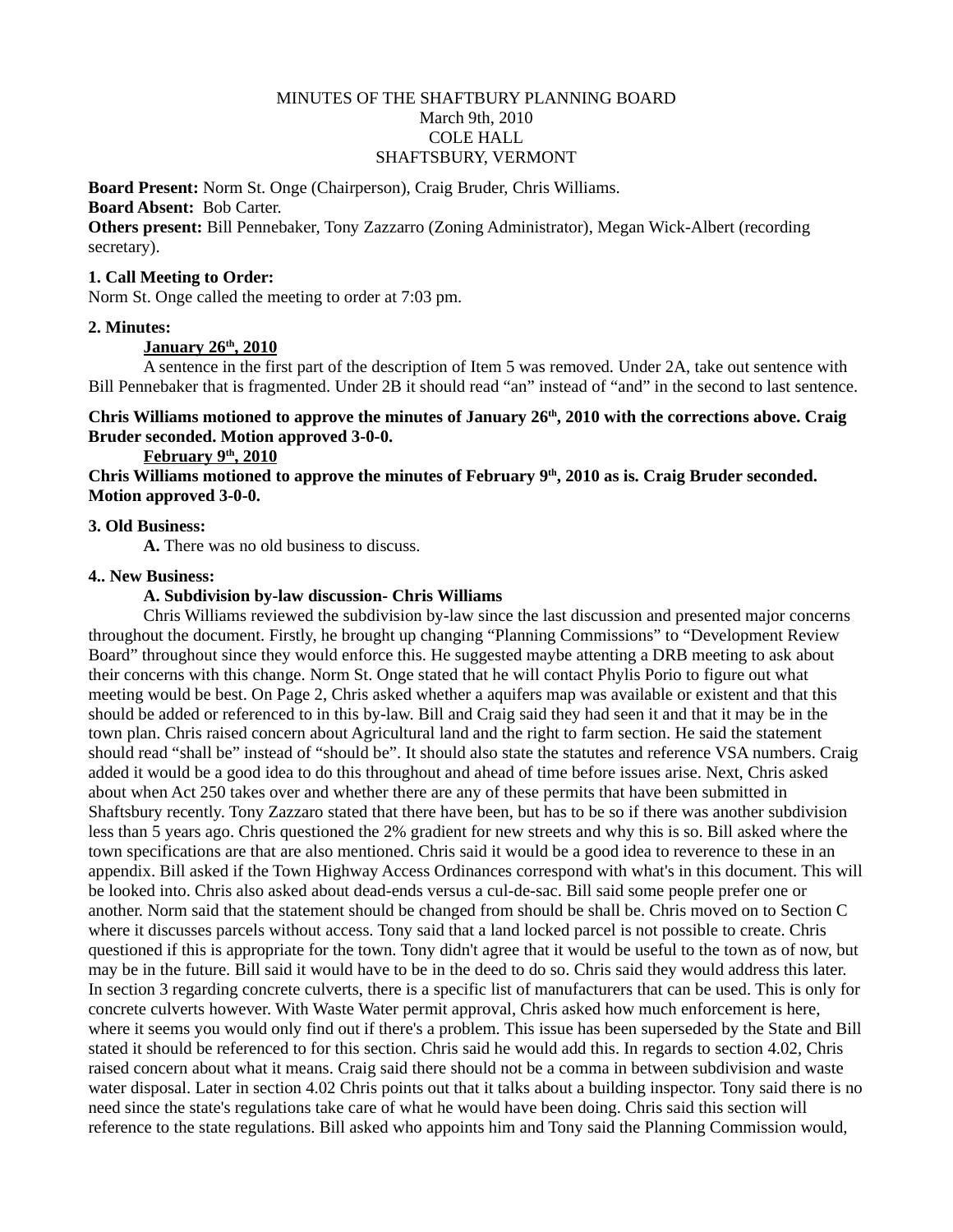MINUTES OF THE SHAFTBURY PLANNING BOARD
March 9th, 2010
COLE HALL
SHAFTSBURY, VERMONT

**Board Present:** Norm St. Onge (Chairperson), Craig Bruder, Chris Williams.
**Board Absent:** Bob Carter.
**Others present:** Bill Pennebaker, Tony Zazzarro (Zoning Administrator), Megan Wick-Albert (recording secretary).

**1. Call Meeting to Order:**
Norm St. Onge called the meeting to order at 7:03 pm.

**2. Minutes:**

**January 26th, 2010**

A sentence in the first part of the description of Item 5 was removed. Under 2A, take out sentence with Bill Pennebaker that is fragmented. Under 2B it should read "an" instead of "and" in the second to last sentence.

**Chris Williams motioned to approve the minutes of January 26th, 2010 with the corrections above. Craig Bruder seconded. Motion approved 3-0-0.**

**February 9th, 2010**

**Chris Williams motioned to approve the minutes of February 9th, 2010 as is. Craig Bruder seconded. Motion approved 3-0-0.**

**3. Old Business:**

**A.** There was no old business to discuss.

**4.. New Business:**

**A. Subdivision by-law discussion- Chris Williams**

Chris Williams reviewed the subdivision by-law since the last discussion and presented major concerns throughout the document. Firstly, he brought up changing "Planning Commissions" to "Development Review Board" throughout since they would enforce this. He suggested maybe attenting a DRB meeting to ask about their concerns with this change. Norm St. Onge stated that he will contact Phylis Porio to figure out what meeting would be best. On Page 2, Chris asked whether a aquifers map was available or existent and that this should be added or referenced to in this by-law. Bill and Craig said they had seen it and that it may be in the town plan. Chris raised concern about Agricultural land and the right to farm section. He said the statement should read "shall be" instead of "should be". It should also state the statutes and reference VSA numbers. Craig added it would be a good idea to do this throughout and ahead of time before issues arise. Next, Chris asked about when Act 250 takes over and whether there are any of these permits that have been submitted in Shaftsbury recently. Tony Zazzaro stated that there have been, but has to be so if there was another subdivision less than 5 years ago. Chris questioned the 2% gradient for new streets and why this is so. Bill asked where the town specifications are that are also mentioned. Chris said it would be a good idea to reverence to these in an appendix. Bill asked if the Town Highway Access Ordinances correspond with what's in this document. This will be looked into. Chris also asked about dead-ends versus a cul-de-sac. Bill said some people prefer one or another. Norm said that the statement should be changed from should be shall be. Chris moved on to Section C where it discusses parcels without access. Tony said that a land locked parcel is not possible to create. Chris questioned if this is appropriate for the town. Tony didn't agree that it would be useful to the town as of now, but may be in the future. Bill said it would have to be in the deed to do so. Chris said they would address this later. In section 3 regarding concrete culverts, there is a specific list of manufacturers that can be used. This is only for concrete culverts however. With Waste Water permit approval, Chris asked how much enforcement is here, where it seems you would only find out if there's a problem. This issue has been superseded by the State and Bill stated it should be referenced to for this section. Chris said he would add this. In regards to section 4.02, Chris raised concern about what it means. Craig said there should not be a comma in between subdivision and waste water disposal. Later in section 4.02 Chris points out that it talks about a building inspector. Tony said there is no need since the state's regulations take care of what he would have been doing. Chris said this section will reference to the state regulations. Bill asked who appoints him and Tony said the Planning Commission would,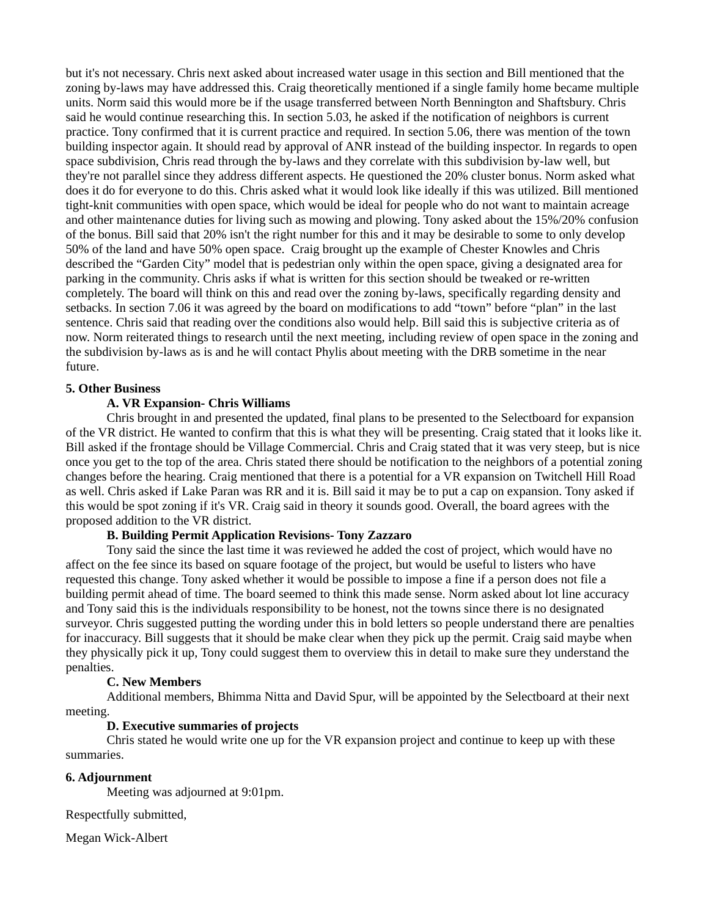but it's not necessary. Chris next asked about increased water usage in this section and Bill mentioned that the zoning by-laws may have addressed this. Craig theoretically mentioned if a single family home became multiple units. Norm said this would more be if the usage transferred between North Bennington and Shaftsbury. Chris said he would continue researching this. In section 5.03, he asked if the notification of neighbors is current practice. Tony confirmed that it is current practice and required. In section 5.06, there was mention of the town building inspector again. It should read by approval of ANR instead of the building inspector. In regards to open space subdivision, Chris read through the by-laws and they correlate with this subdivision by-law well, but they're not parallel since they address different aspects. He questioned the 20% cluster bonus. Norm asked what does it do for everyone to do this. Chris asked what it would look like ideally if this was utilized. Bill mentioned tight-knit communities with open space, which would be ideal for people who do not want to maintain acreage and other maintenance duties for living such as mowing and plowing. Tony asked about the 15%/20% confusion of the bonus. Bill said that 20% isn't the right number for this and it may be desirable to some to only develop 50% of the land and have 50% open space.  Craig brought up the example of Chester Knowles and Chris described the "Garden City" model that is pedestrian only within the open space, giving a designated area for parking in the community. Chris asks if what is written for this section should be tweaked or re-written completely. The board will think on this and read over the zoning by-laws, specifically regarding density and setbacks. In section 7.06 it was agreed by the board on modifications to add "town" before "plan" in the last sentence. Chris said that reading over the conditions also would help. Bill said this is subjective criteria as of now. Norm reiterated things to research until the next meeting, including review of open space in the zoning and the subdivision by-laws as is and he will contact Phylis about meeting with the DRB sometime in the near future.

**5. Other Business**

**A. VR Expansion- Chris Williams**

Chris brought in and presented the updated, final plans to be presented to the Selectboard for expansion of the VR district. He wanted to confirm that this is what they will be presenting. Craig stated that it looks like it. Bill asked if the frontage should be Village Commercial. Chris and Craig stated that it was very steep, but is nice once you get to the top of the area. Chris stated there should be notification to the neighbors of a potential zoning changes before the hearing. Craig mentioned that there is a potential for a VR expansion on Twitchell Hill Road as well. Chris asked if Lake Paran was RR and it is. Bill said it may be to put a cap on expansion. Tony asked if this would be spot zoning if it's VR. Craig said in theory it sounds good. Overall, the board agrees with the proposed addition to the VR district.

**B. Building Permit Application Revisions- Tony Zazzaro**

Tony said the since the last time it was reviewed he added the cost of project, which would have no affect on the fee since its based on square footage of the project, but would be useful to listers who have requested this change. Tony asked whether it would be possible to impose a fine if a person does not file a building permit ahead of time. The board seemed to think this made sense. Norm asked about lot line accuracy and Tony said this is the individuals responsibility to be honest, not the towns since there is no designated surveyor. Chris suggested putting the wording under this in bold letters so people understand there are penalties for inaccuracy. Bill suggests that it should be make clear when they pick up the permit. Craig said maybe when they physically pick it up, Tony could suggest them to overview this in detail to make sure they understand the penalties.

**C. New Members**

Additional members, Bhimma Nitta and David Spur, will be appointed by the Selectboard at their next meeting.

**D. Executive summaries of projects**

Chris stated he would write one up for the VR expansion project and continue to keep up with these summaries.

**6. Adjournment**

Meeting was adjourned at 9:01pm.

Respectfully submitted,

Megan Wick-Albert